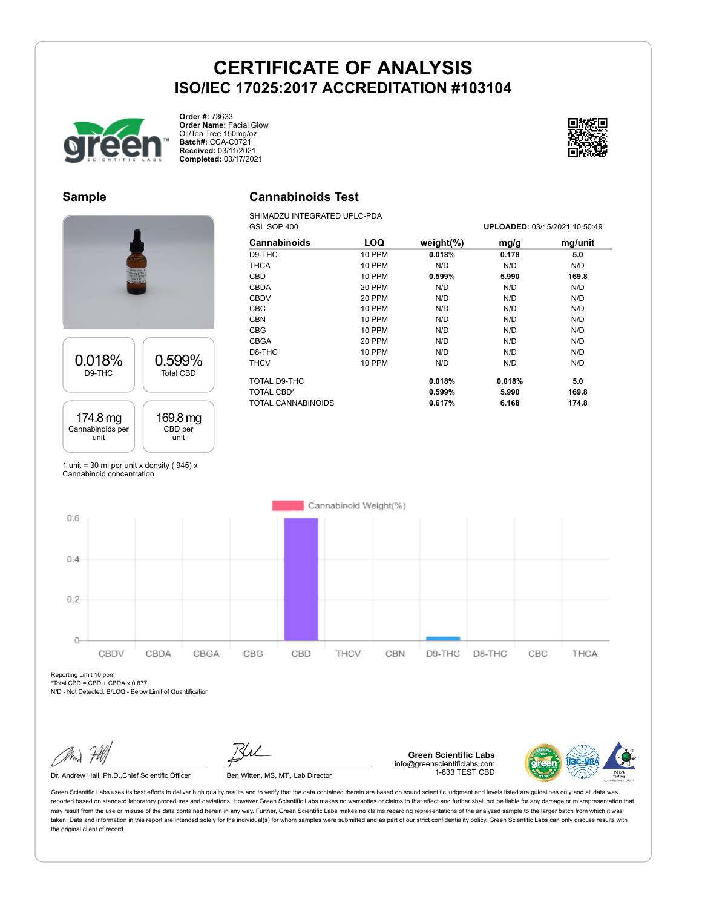# CERTIFICATE OF ANALYSIS

## ISO/IEC 17025:2017 ACCREDITATION #103104

**Order #:** 73633
**Order Name:** Facial Glow Oil/Tea Tree 150mg/oz
**Batch#:** CCA-C0721
**Received:** 03/11/2021
**Completed:** 03/17/2021

## Sample

0.018%
D9-THC

0.599%
Total CBD

174.8 mg
Cannabinoids per unit

169.8 mg
CBD per unit

1 unit = 30 ml per unit x density (.945) x Cannabinoid concentration

## Cannabinoids Test

SHIMADZU INTEGRATED UPLC-PDA
GSL SOP 400

**UPLOADED:** 03/15/2021 10:50:49

| Cannabinoids | LOQ | weight(%) | mg/g | mg/unit |
|---|---|---|---|---|
| D9-THC | 10 PPM | **0.018%** | **0.178** | **5.0** |
| THCA | 10 PPM | N/D | N/D | N/D |
| CBD | 10 PPM | **0.599%** | **5.990** | **169.8** |
| CBDA | 20 PPM | N/D | N/D | N/D |
| CBDV | 20 PPM | N/D | N/D | N/D |
| CBC | 10 PPM | N/D | N/D | N/D |
| CBN | 10 PPM | N/D | N/D | N/D |
| CBG | 10 PPM | N/D | N/D | N/D |
| CBGA | 20 PPM | N/D | N/D | N/D |
| D8-THC | 10 PPM | N/D | N/D | N/D |
| THCV | 10 PPM | N/D | N/D | N/D |
| TOTAL D9-THC | | **0.018%** | **0.018%** | **5.0** |
| TOTAL CBD* | | **0.599%** | **5.990** | **169.8** |
| TOTAL CANNABINOIDS | | **0.617%** | **6.168** | **174.8** |

Cannabinoid Weight(%)
0.6
0.4
0.2
0
CBDV CBDA CBGA CBG CBD THCV CBN D9-THC D8-THC CBC THCA

Reporting Limit 10 ppm
*Total CBD = CBD + CBDA x 0.877
N/D - Not Detected, B/LOQ - Below Limit of Quantification

Dr. Andrew Hall, Ph.D.,Chief Scientific Officer

Ben Witten, MS, MT., Lab Director

**Green Scientific Labs**
info@greenscientificlabs.com
1-833 TEST CBD

Green Scientific Labs uses its best efforts to deliver high quality results and to verify that the data contained therein are based on sound scientific judgment and levels listed are guidelines only and all data was reported based on standard laboratory procedures and deviations. However Green Scientific Labs makes no warranties or claims to that effect and further shall not be liable for any damage or misrepresentation that may result from the use or misuse of the data contained herein in any way. Further, Green Scientific Labs makes no claims regarding representations of the analyzed sample to the larger batch from which it was taken. Data and information in this report are intended solely for the individual(s) for whom samples were submitted and as part of our strict confidentiality policy, Green Scientific Labs can only discuss results with the original client of record.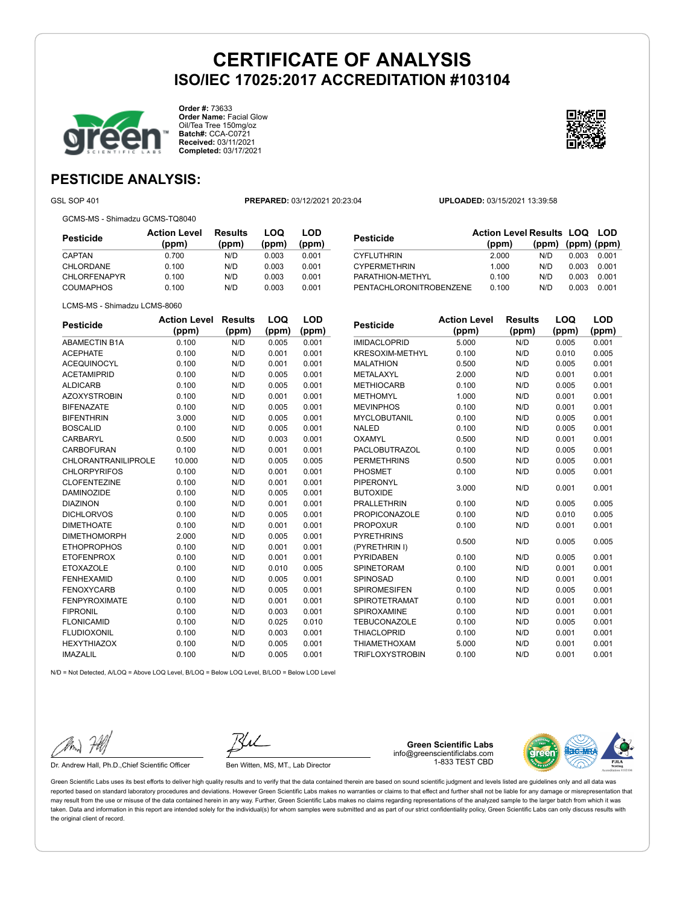# CERTIFICATE OF ANALYSIS
## ISO/IEC 17025:2017 ACCREDITATION #103104

**Order #:** 73633
**Order Name:** Facial Glow Oil/Tea Tree 150mg/oz
**Batch#:** CCA-C0721
**Received:** 03/11/2021
**Completed:** 03/17/2021

## PESTICIDE ANALYSIS:

GSL SOP 401 **PREPARED:** 03/12/2021 20:23:04 **UPLOADED:** 03/15/2021 13:39:58

GCMS-MS - Shimadzu GCMS-TQ8040

| Pesticide | Action Level (ppm) | Results (ppm) | LOQ (ppm) | LOD (ppm) |
|---|---|---|---|---|
| CAPTAN | 0.700 | N/D | 0.003 | 0.001 |
| CHLORDANE | 0.100 | N/D | 0.003 | 0.001 |
| CHLORFENAPYR | 0.100 | N/D | 0.003 | 0.001 |
| COUMAPHOS | 0.100 | N/D | 0.003 | 0.001 |
| CYFLUTHRIN | 2.000 | N/D | 0.003 | 0.001 |
| CYPERMETHRIN | 1.000 | N/D | 0.003 | 0.001 |
| PARATHION-METHYL | 0.100 | N/D | 0.003 | 0.001 |
| PENTACHLORONITROBENZENE | 0.100 | N/D | 0.003 | 0.001 |

LCMS-MS - Shimadzu LCMS-8060

| Pesticide | Action Level (ppm) | Results (ppm) | LOQ (ppm) | LOD (ppm) |
|---|---|---|---|---|
| ABAMECTIN B1A | 0.100 | N/D | 0.005 | 0.001 |
| ACEPHATE | 0.100 | N/D | 0.001 | 0.001 |
| ACEQUINOCYL | 0.100 | N/D | 0.001 | 0.001 |
| ACETAMIPRID | 0.100 | N/D | 0.005 | 0.001 |
| ALDICARB | 0.100 | N/D | 0.005 | 0.001 |
| AZOXYSTROBIN | 0.100 | N/D | 0.001 | 0.001 |
| BIFENAZATE | 0.100 | N/D | 0.005 | 0.001 |
| BIFENTHRIN | 3.000 | N/D | 0.005 | 0.001 |
| BOSCALID | 0.100 | N/D | 0.005 | 0.001 |
| CARBARYL | 0.500 | N/D | 0.003 | 0.001 |
| CARBOFURAN | 0.100 | N/D | 0.001 | 0.001 |
| CHLORANTRANILIPROLE | 10.000 | N/D | 0.005 | 0.005 |
| CHLORPYRIFOS | 0.100 | N/D | 0.001 | 0.001 |
| CLOFENTEZINE | 0.100 | N/D | 0.001 | 0.001 |
| DAMINOZIDE | 0.100 | N/D | 0.005 | 0.001 |
| DIAZINON | 0.100 | N/D | 0.001 | 0.001 |
| DICHLORVOS | 0.100 | N/D | 0.005 | 0.001 |
| DIMETHOATE | 0.100 | N/D | 0.001 | 0.001 |
| DIMETHOMORPH | 2.000 | N/D | 0.005 | 0.001 |
| ETHOPROPHOS | 0.100 | N/D | 0.001 | 0.001 |
| ETOFENPROX | 0.100 | N/D | 0.001 | 0.001 |
| ETOXAZOLE | 0.100 | N/D | 0.010 | 0.005 |
| FENHEXAMID | 0.100 | N/D | 0.005 | 0.001 |
| FENOXYCARB | 0.100 | N/D | 0.005 | 0.001 |
| FENPYROXIMATE | 0.100 | N/D | 0.001 | 0.001 |
| FIPRONIL | 0.100 | N/D | 0.003 | 0.001 |
| FLONICAMID | 0.100 | N/D | 0.025 | 0.010 |
| FLUDIOXONIL | 0.100 | N/D | 0.003 | 0.001 |
| HEXYTHIAZOX | 0.100 | N/D | 0.005 | 0.001 |
| IMAZALIL | 0.100 | N/D | 0.005 | 0.001 |
| IMIDACLOPRID | 5.000 | N/D | 0.005 | 0.001 |
| KRESOXIM-METHYL | 0.100 | N/D | 0.010 | 0.005 |
| MALATHION | 0.500 | N/D | 0.005 | 0.001 |
| METALAXYL | 2.000 | N/D | 0.001 | 0.001 |
| METHIOCARB | 0.100 | N/D | 0.005 | 0.001 |
| METHOMYL | 1.000 | N/D | 0.001 | 0.001 |
| MEVINPHOS | 0.100 | N/D | 0.001 | 0.001 |
| MYCLOBUTANIL | 0.100 | N/D | 0.005 | 0.001 |
| NALED | 0.100 | N/D | 0.005 | 0.001 |
| OXAMYL | 0.500 | N/D | 0.001 | 0.001 |
| PACLOBUTRAZOL | 0.100 | N/D | 0.005 | 0.001 |
| PERMETHRINS | 0.500 | N/D | 0.005 | 0.001 |
| PHOSMET | 0.100 | N/D | 0.005 | 0.001 |
| PIPERONYL BUTOXIDE | 3.000 | N/D | 0.001 | 0.001 |
| PRALLETHRIN | 0.100 | N/D | 0.005 | 0.005 |
| PROPICONAZOLE | 0.100 | N/D | 0.010 | 0.005 |
| PROPOXUR | 0.100 | N/D | 0.001 | 0.001 |
| PYRETHRINS (PYRETHRIN I) | 0.500 | N/D | 0.005 | 0.005 |
| PYRIDABEN | 0.100 | N/D | 0.005 | 0.001 |
| SPINETORAM | 0.100 | N/D | 0.001 | 0.001 |
| SPINOSAD | 0.100 | N/D | 0.001 | 0.001 |
| SPIROMESIFEN | 0.100 | N/D | 0.005 | 0.001 |
| SPIROTETRAMAT | 0.100 | N/D | 0.001 | 0.001 |
| SPIROXAMINE | 0.100 | N/D | 0.001 | 0.001 |
| TEBUCONAZOLE | 0.100 | N/D | 0.005 | 0.001 |
| THIACLOPRID | 0.100 | N/D | 0.001 | 0.001 |
| THIAMETHOXAM | 5.000 | N/D | 0.001 | 0.001 |
| TRIFLOXYSTROBIN | 0.100 | N/D | 0.001 | 0.001 |

N/D = Not Detected, A/LOQ = Above LOQ Level, B/LOQ = Below LOQ Level, B/LOD = Below LOD Level

Dr. Andrew Hall, Ph.D.,Chief Scientific Officer

Ben Witten, MS, MT., Lab Director

**Green Scientific Labs**
info@greenscientificlabs.com
1-833 TEST CBD

Green Scientific Labs uses its best efforts to deliver high quality results and to verify that the data contained therein are based on sound scientific judgment and levels listed are guidelines only and all data was reported based on standard laboratory procedures and deviations. However Green Scientific Labs makes no warranties or claims to that effect and further shall not be liable for any damage or misrepresentation that may result from the use or misuse of the data contained herein in any way. Further, Green Scientific Labs makes no claims regarding representations of the analyzed sample to the larger batch from which it was taken. Data and information in this report are intended solely for the individual(s) for whom samples were submitted and as part of our strict confidentiality policy, Green Scientific Labs can only discuss results with the original client of record.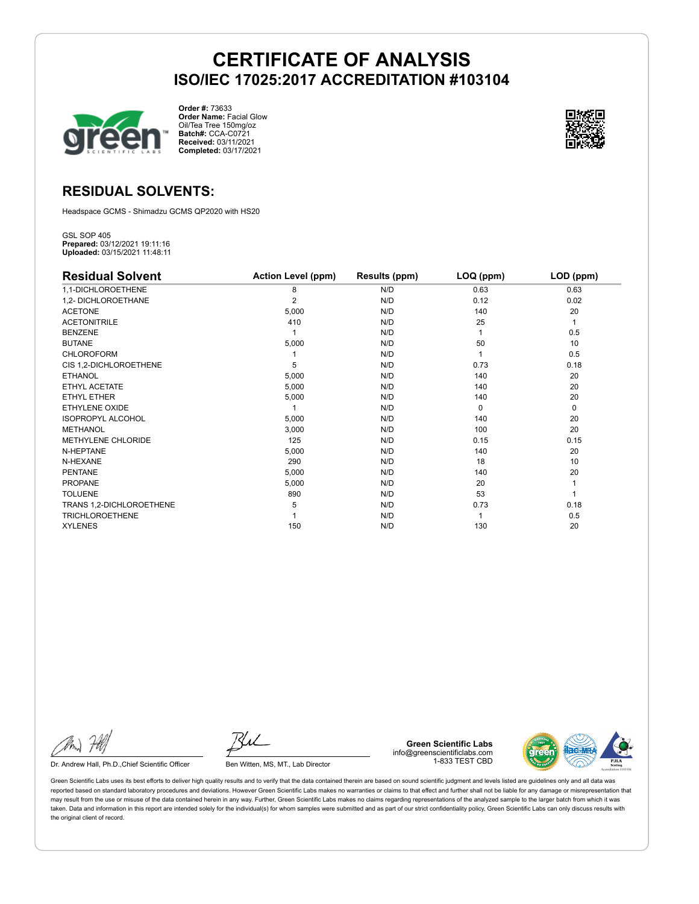# CERTIFICATE OF ANALYSIS
## ISO/IEC 17025:2017 ACCREDITATION #103104

**Order #:** 73633
**Order Name:** Facial Glow Oil/Tea Tree 150mg/oz
**Batch#:** CCA-C0721
**Received:** 03/11/2021
**Completed:** 03/17/2021

## RESIDUAL SOLVENTS:

Headspace GCMS - Shimadzu GCMS QP2020 with HS20

GSL SOP 405
**Prepared:** 03/12/2021 19:11:16
**Uploaded:** 03/15/2021 11:48:11

| Residual Solvent | Action Level (ppm) | Results (ppm) | LOQ (ppm) | LOD (ppm) |
|---|---|---|---|---|
| 1,1-DICHLOROETHENE | 8 | N/D | 0.63 | 0.63 |
| 1,2- DICHLOROETHANE | 2 | N/D | 0.12 | 0.02 |
| ACETONE | 5,000 | N/D | 140 | 20 |
| ACETONITRILE | 410 | N/D | 25 | 1 |
| BENZENE | 1 | N/D | 1 | 0.5 |
| BUTANE | 5,000 | N/D | 50 | 10 |
| CHLOROFORM | 1 | N/D | 1 | 0.5 |
| CIS 1,2-DICHLOROETHENE | 5 | N/D | 0.73 | 0.18 |
| ETHANOL | 5,000 | N/D | 140 | 20 |
| ETHYL ACETATE | 5,000 | N/D | 140 | 20 |
| ETHYL ETHER | 5,000 | N/D | 140 | 20 |
| ETHYLENE OXIDE | 1 | N/D | 0 | 0 |
| ISOPROPYL ALCOHOL | 5,000 | N/D | 140 | 20 |
| METHANOL | 3,000 | N/D | 100 | 20 |
| METHYLENE CHLORIDE | 125 | N/D | 0.15 | 0.15 |
| N-HEPTANE | 5,000 | N/D | 140 | 20 |
| N-HEXANE | 290 | N/D | 18 | 10 |
| PENTANE | 5,000 | N/D | 140 | 20 |
| PROPANE | 5,000 | N/D | 20 | 1 |
| TOLUENE | 890 | N/D | 53 | 1 |
| TRANS 1,2-DICHLOROETHENE | 5 | N/D | 0.73 | 0.18 |
| TRICHLOROETHENE | 1 | N/D | 1 | 0.5 |
| XYLENES | 150 | N/D | 130 | 20 |

Dr. Andrew Hall, Ph.D.,Chief Scientific Officer

Ben Witten, MS, MT., Lab Director

**Green Scientific Labs**
info@greenscientificlabs.com
1-833 TEST CBD

Green Scientific Labs uses its best efforts to deliver high quality results and to verify that the data contained therein are based on sound scientific judgment and levels listed are guidelines only and all data was reported based on standard laboratory procedures and deviations. However Green Scientific Labs makes no warranties or claims to that effect and further shall not be liable for any damage or misrepresentation that may result from the use or misuse of the data contained herein in any way. Further, Green Scientific Labs makes no claims regarding representations of the analyzed sample to the larger batch from which it was taken. Data and information in this report are intended solely for the individual(s) for whom samples were submitted and as part of our strict confidentiality policy, Green Scientific Labs can only discuss results with the original client of record.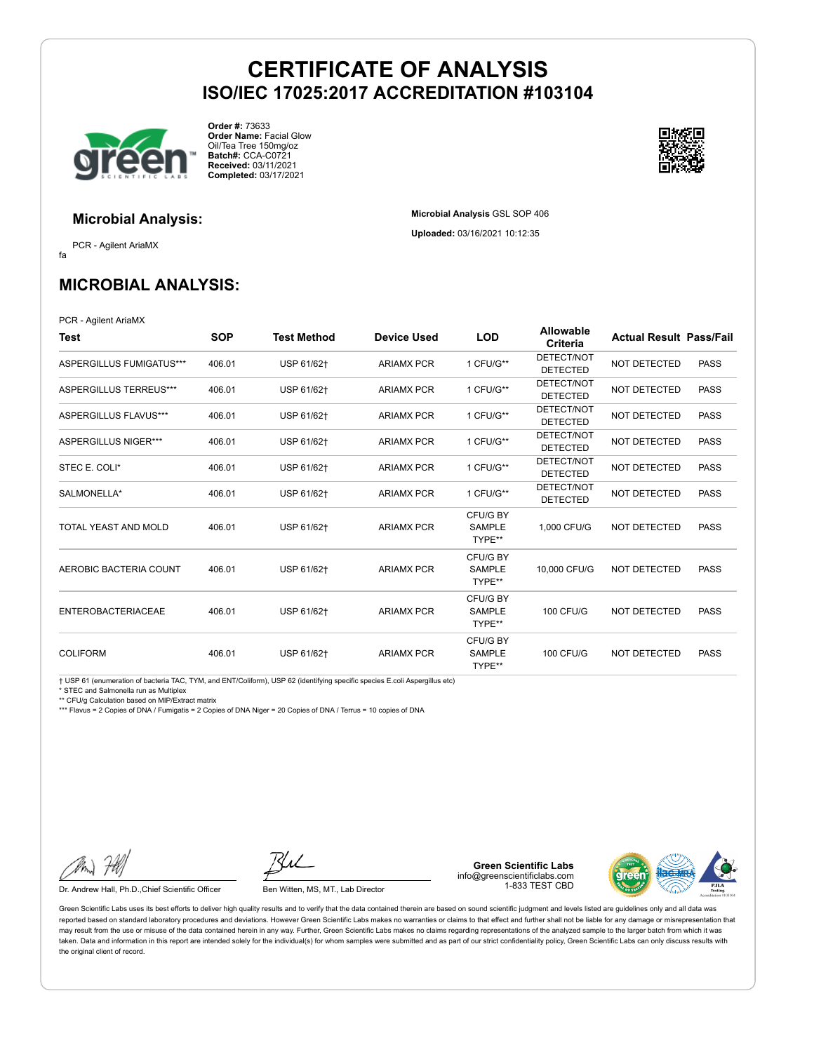# CERTIFICATE OF ANALYSIS
## ISO/IEC 17025:2017 ACCREDITATION #103104

**Order #:** 73633
**Order Name:** Facial Glow Oil/Tea Tree 150mg/oz
**Batch#:** CCA-C0721
**Received:** 03/11/2021
**Completed:** 03/17/2021

### Microbial Analysis:

PCR - Agilent AriaMX
fa

**Microbial Analysis** GSL SOP 406

**Uploaded:** 03/16/2021 10:12:35

## MICROBIAL ANALYSIS:

PCR - Agilent AriaMX

| Test | SOP | Test Method | Device Used | LOD | Allowable Criteria | Actual Result | Pass/Fail |
|---|---|---|---|---|---|---|---|
| ASPERGILLUS FUMIGATUS*** | 406.01 | USP 61/62† | ARIAMX PCR | 1 CFU/G** | DETECT/NOT DETECTED | NOT DETECTED | PASS |
| ASPERGILLUS TERREUS*** | 406.01 | USP 61/62† | ARIAMX PCR | 1 CFU/G** | DETECT/NOT DETECTED | NOT DETECTED | PASS |
| ASPERGILLUS FLAVUS*** | 406.01 | USP 61/62† | ARIAMX PCR | 1 CFU/G** | DETECT/NOT DETECTED | NOT DETECTED | PASS |
| ASPERGILLUS NIGER*** | 406.01 | USP 61/62† | ARIAMX PCR | 1 CFU/G** | DETECT/NOT DETECTED | NOT DETECTED | PASS |
| STEC E. COLI* | 406.01 | USP 61/62† | ARIAMX PCR | 1 CFU/G** | DETECT/NOT DETECTED | NOT DETECTED | PASS |
| SALMONELLA* | 406.01 | USP 61/62† | ARIAMX PCR | 1 CFU/G** | DETECT/NOT DETECTED | NOT DETECTED | PASS |
| TOTAL YEAST AND MOLD | 406.01 | USP 61/62† | ARIAMX PCR | CFU/G BY SAMPLE TYPE** | 1,000 CFU/G | NOT DETECTED | PASS |
| AEROBIC BACTERIA COUNT | 406.01 | USP 61/62† | ARIAMX PCR | CFU/G BY SAMPLE TYPE** | 10,000 CFU/G | NOT DETECTED | PASS |
| ENTEROBACTERIACEAE | 406.01 | USP 61/62† | ARIAMX PCR | CFU/G BY SAMPLE TYPE** | 100 CFU/G | NOT DETECTED | PASS |
| COLIFORM | 406.01 | USP 61/62† | ARIAMX PCR | CFU/G BY SAMPLE TYPE** | 100 CFU/G | NOT DETECTED | PASS |

† USP 61 (enumeration of bacteria TAC, TYM, and ENT/Coliform), USP 62 (identifying specific species E.coli Aspergillus etc)
* STEC and Salmonella run as Multiplex
** CFU/g Calculation based on MIP/Extract matrix
*** Flavus = 2 Copies of DNA / Fumigatis = 2 Copies of DNA Niger = 20 Copies of DNA / Terrus = 10 copies of DNA

Dr. Andrew Hall, Ph.D.,Chief Scientific Officer

Ben Witten, MS, MT., Lab Director

**Green Scientific Labs**
info@greenscientificlabs.com
1-833 TEST CBD

Green Scientific Labs uses its best efforts to deliver high quality results and to verify that the data contained therein are based on sound scientific judgment and levels listed are guidelines only and all data was reported based on standard laboratory procedures and deviations. However Green Scientific Labs makes no warranties or claims to that effect and further shall not be liable for any damage or misrepresentation that may result from the use or misuse of the data contained herein in any way. Further, Green Scientific Labs makes no claims regarding representations of the analyzed sample to the larger batch from which it was taken. Data and information in this report are intended solely for the individual(s) for whom samples were submitted and as part of our strict confidentiality policy, Green Scientific Labs can only discuss results with the original client of record.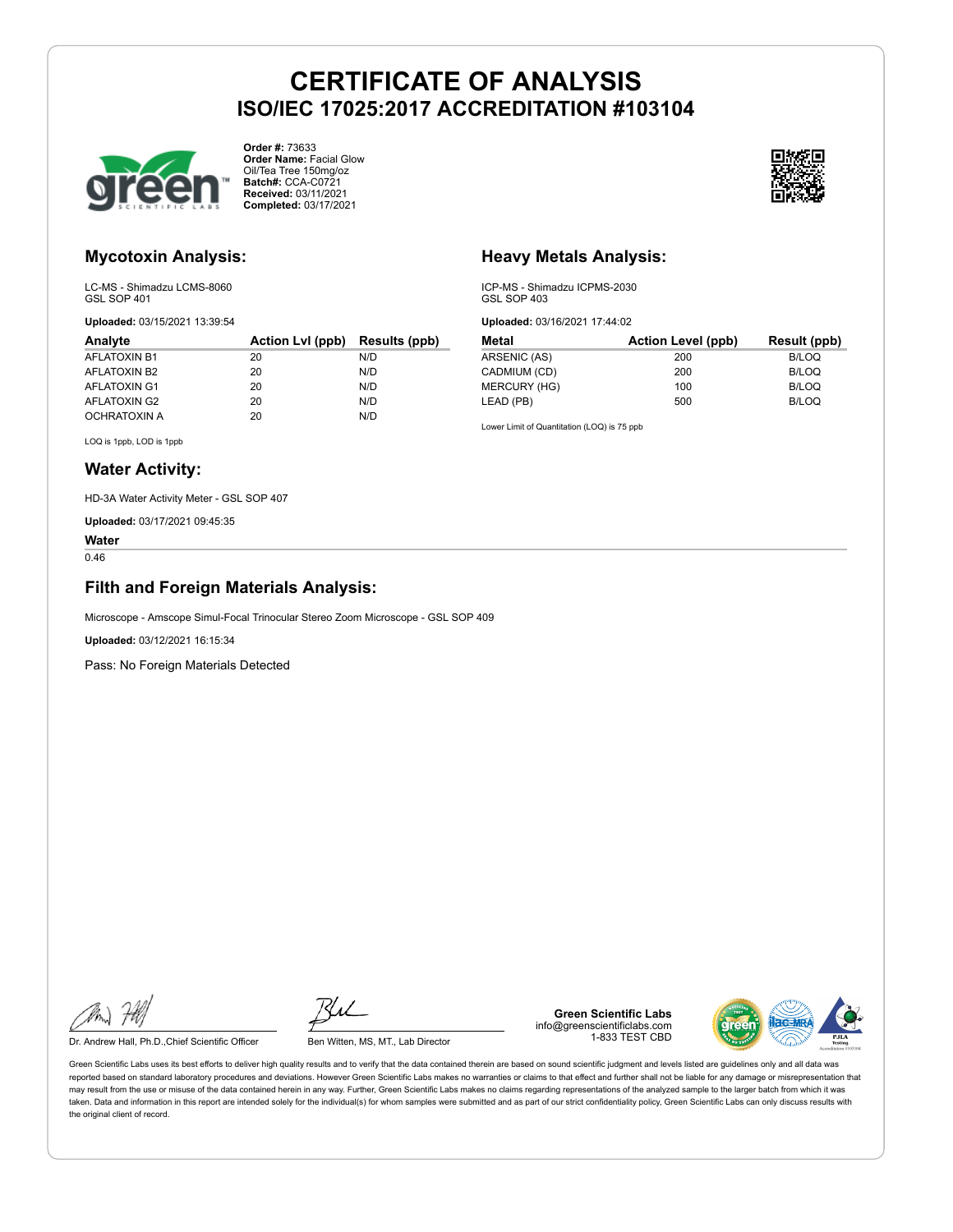# CERTIFICATE OF ANALYSIS
## ISO/IEC 17025:2017 ACCREDITATION #103104

**Order #:** 73633
**Order Name:** Facial Glow Oil/Tea Tree 150mg/oz
**Batch#:** CCA-C0721
**Received:** 03/11/2021
**Completed:** 03/17/2021

## Mycotoxin Analysis:

LC-MS - Shimadzu LCMS-8060
GSL SOP 401

**Uploaded:** 03/15/2021 13:39:54

| Analyte | Action Lvl (ppb) | Results (ppb) |
| --- | --- | --- |
| AFLATOXIN B1 | 20 | N/D |
| AFLATOXIN B2 | 20 | N/D |
| AFLATOXIN G1 | 20 | N/D |
| AFLATOXIN G2 | 20 | N/D |
| OCHRATOXIN A | 20 | N/D |

LOQ is 1ppb, LOD is 1ppb

## Heavy Metals Analysis:

ICP-MS - Shimadzu ICPMS-2030
GSL SOP 403

**Uploaded:** 03/16/2021 17:44:02

| Metal | Action Level (ppb) | Result (ppb) |
| --- | --- | --- |
| ARSENIC (AS) | 200 | B/LOQ |
| CADMIUM (CD) | 200 | B/LOQ |
| MERCURY (HG) | 100 | B/LOQ |
| LEAD (PB) | 500 | B/LOQ |

Lower Limit of Quantitation (LOQ) is 75 ppb

## Water Activity:

HD-3A Water Activity Meter - GSL SOP 407

**Uploaded:** 03/17/2021 09:45:35

| Water |
| --- |
| 0.46 |

## Filth and Foreign Materials Analysis:

Microscope - Amscope Simul-Focal Trinocular Stereo Zoom Microscope - GSL SOP 409

**Uploaded:** 03/12/2021 16:15:34

Pass: No Foreign Materials Detected

Dr. Andrew Hall, Ph.D.,Chief Scientific Officer

Ben Witten, MS, MT., Lab Director

**Green Scientific Labs**
info@greenscientificlabs.com
1-833 TEST CBD

Green Scientific Labs uses its best efforts to deliver high quality results and to verify that the data contained therein are based on sound scientific judgment and levels listed are guidelines only and all data was reported based on standard laboratory procedures and deviations. However Green Scientific Labs makes no warranties or claims to that effect and further shall not be liable for any damage or misrepresentation that may result from the use or misuse of the data contained herein in any way. Further, Green Scientific Labs makes no claims regarding representations of the analyzed sample to the larger batch from which it was taken. Data and information in this report are intended solely for the individual(s) for whom samples were submitted and as part of our strict confidentiality policy, Green Scientific Labs can only discuss results with the original client of record.